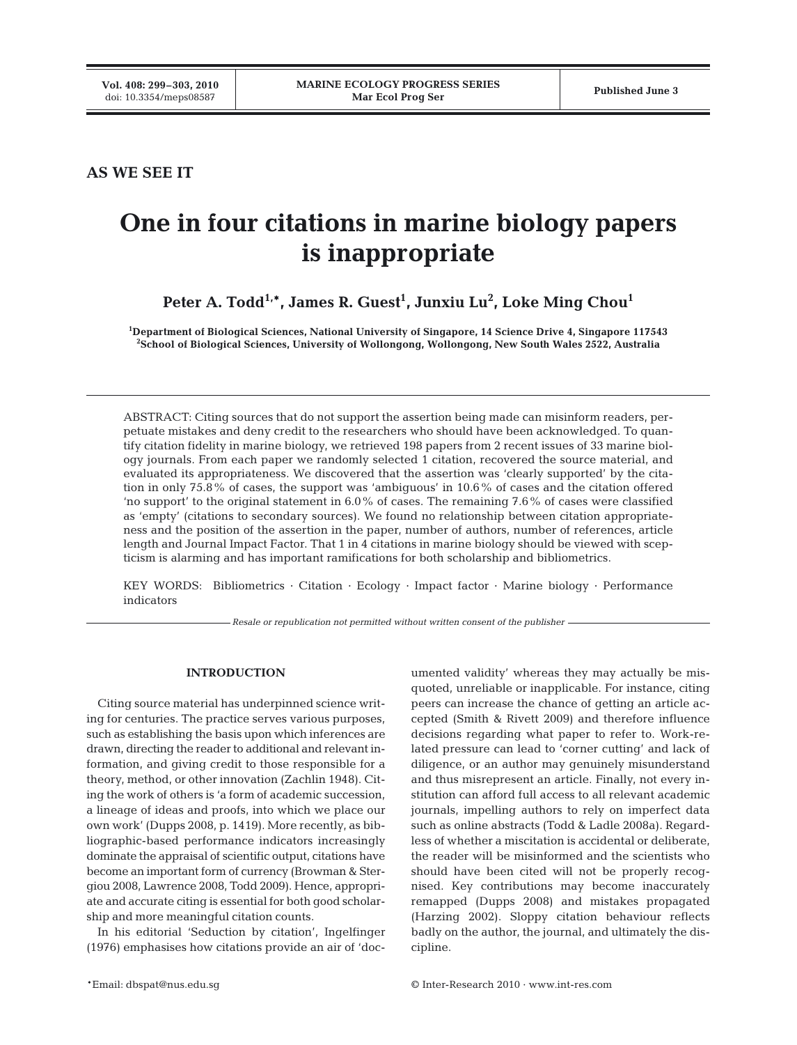AS WE SEE IT

# One in four citations in marine biology papers is inappropriate

**Peter A. Todd[1,*], James R. Guest[1], Junxiu Lu[2], Loke Ming Chou[1]**

[1]Department of Biological Sciences, National University of Singapore, 14 Science Drive 4, Singapore 117543
[2]School of Biological Sciences, University of Wollongong, Wollongong, New South Wales 2522, Australia

ABSTRACT: Citing sources that do not support the assertion being made can misinform readers, perpetuate mistakes and deny credit to the researchers who should have been acknowledged. To quantify citation fidelity in marine biology, we retrieved 198 papers from 2 recent issues of 33 marine biology journals. From each paper we randomly selected 1 citation, recovered the source material, and evaluated its appropriateness. We discovered that the assertion was 'clearly supported' by the citation in only 75.8% of cases, the support was 'ambiguous' in 10.6% of cases and the citation offered 'no support' to the original statement in 6.0% of cases. The remaining 7.6% of cases were classified as 'empty' (citations to secondary sources). We found no relationship between citation appropriateness and the position of the assertion in the paper, number of authors, number of references, article length and Journal Impact Factor. That 1 in 4 citations in marine biology should be viewed with scepticism is alarming and has important ramifications for both scholarship and bibliometrics.

KEY WORDS: Bibliometrics · Citation · Ecology · Impact factor · Marine biology · Performance indicators

*Resale or republication not permitted without written consent of the publisher*

## INTRODUCTION

Citing source material has underpinned science writing for centuries. The practice serves various purposes, such as establishing the basis upon which inferences are drawn, directing the reader to additional and relevant information, and giving credit to those responsible for a theory, method, or other innovation (Zachlin 1948). Citing the work of others is 'a form of academic succession, a lineage of ideas and proofs, into which we place our own work' (Dupps 2008, p. 1419). More recently, as bibliographic-based performance indicators increasingly dominate the appraisal of scientific output, citations have become an important form of currency (Browman & Stergiou 2008, Lawrence 2008, Todd 2009). Hence, appropriate and accurate citing is essential for both good scholarship and more meaningful citation counts.

In his editorial 'Seduction by citation', Ingelfinger (1976) emphasises how citations provide an air of 'documented validity' whereas they may actually be misquoted, unreliable or inapplicable. For instance, citing peers can increase the chance of getting an article accepted (Smith & Rivett 2009) and therefore influence decisions regarding what paper to refer to. Work-related pressure can lead to 'corner cutting' and lack of diligence, or an author may genuinely misunderstand and thus misrepresent an article. Finally, not every institution can afford full access to all relevant academic journals, impelling authors to rely on imperfect data such as online abstracts (Todd & Ladle 2008a). Regardless of whether a miscitation is accidental or deliberate, the reader will be misinformed and the scientists who should have been cited will not be properly recognised. Key contributions may become inaccurately remapped (Dupps 2008) and mistakes propagated (Harzing 2002). Sloppy citation behaviour reflects badly on the author, the journal, and ultimately the discipline.

*Email: dbspat@nus.edu.sg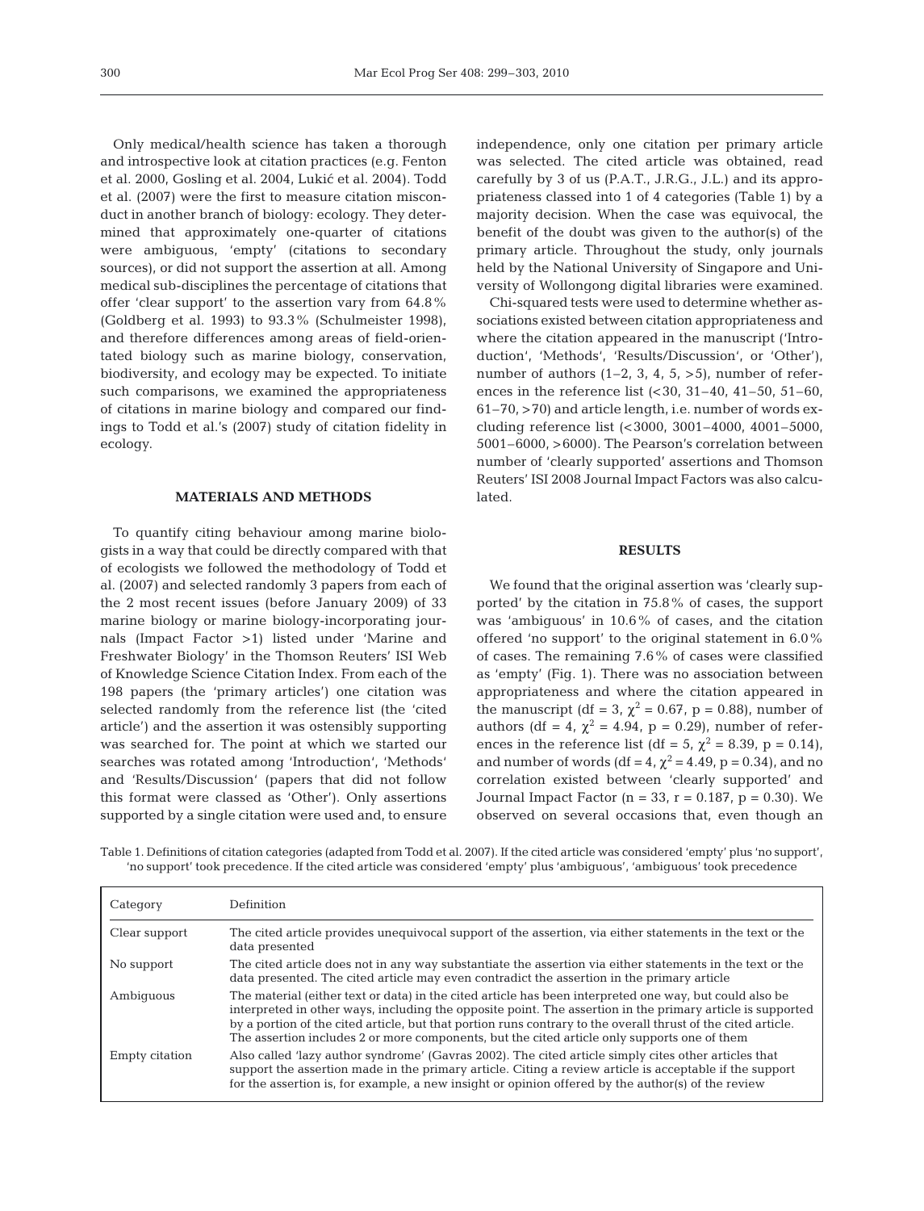Only medical/health science has taken a thorough and introspective look at citation practices (e.g. Fenton et al. 2000, Gosling et al. 2004, Lukić et al. 2004). Todd et al. (2007) were the first to measure citation misconduct in another branch of biology: ecology. They determined that approximately one-quarter of citations were ambiguous, 'empty' (citations to secondary sources), or did not support the assertion at all. Among medical sub-disciplines the percentage of citations that offer 'clear support' to the assertion vary from 64.8% (Goldberg et al. 1993) to 93.3% (Schulmeister 1998), and therefore differences among areas of field-orientated biology such as marine biology, conservation, biodiversity, and ecology may be expected. To initiate such comparisons, we examined the appropriateness of citations in marine biology and compared our findings to Todd et al.'s (2007) study of citation fidelity in ecology.

## MATERIALS AND METHODS

To quantify citing behaviour among marine biologists in a way that could be directly compared with that of ecologists we followed the methodology of Todd et al. (2007) and selected randomly 3 papers from each of the 2 most recent issues (before January 2009) of 33 marine biology or marine biology-incorporating journals (Impact Factor >1) listed under 'Marine and Freshwater Biology' in the Thomson Reuters' ISI Web of Knowledge Science Citation Index. From each of the 198 papers (the 'primary articles') one citation was selected randomly from the reference list (the 'cited article') and the assertion it was ostensibly supporting was searched for. The point at which we started our searches was rotated among 'Introduction', 'Methods' and 'Results/Discussion' (papers that did not follow this format were classed as 'Other'). Only assertions supported by a single citation were used and, to ensure independence, only one citation per primary article was selected. The cited article was obtained, read carefully by 3 of us (P.A.T., J.R.G., J.L.) and its appropriateness classed into 1 of 4 categories (Table 1) by a majority decision. When the case was equivocal, the benefit of the doubt was given to the author(s) of the primary article. Throughout the study, only journals held by the National University of Singapore and University of Wollongong digital libraries were examined.

Chi-squared tests were used to determine whether associations existed between citation appropriateness and where the citation appeared in the manuscript ('Introduction', 'Methods', 'Results/Discussion', or 'Other'), number of authors (1–2, 3, 4, 5, >5), number of references in the reference list (<30, 31–40, 41–50, 51–60, 61–70, >70) and article length, i.e. number of words excluding reference list (<3000, 3001–4000, 4001–5000, 5001–6000, >6000). The Pearson's correlation between number of 'clearly supported' assertions and Thomson Reuters' ISI 2008 Journal Impact Factors was also calculated.

## RESULTS

We found that the original assertion was 'clearly supported' by the citation in 75.8% of cases, the support was 'ambiguous' in 10.6% of cases, and the citation offered 'no support' to the original statement in 6.0% of cases. The remaining 7.6% of cases were classified as 'empty' (Fig. 1). There was no association between appropriateness and where the citation appeared in the manuscript (df = 3, $\chi^2$ = 0.67, p = 0.88), number of authors (df = 4, $\chi^2$ = 4.94, p = 0.29), number of references in the reference list (df = 5, $\chi^2$ = 8.39, p = 0.14), and number of words (df = 4, $\chi^2$ = 4.49, p = 0.34), and no correlation existed between 'clearly supported' and Journal Impact Factor (n = 33, r = 0.187, p = 0.30). We observed on several occasions that, even though an

Table 1. Definitions of citation categories (adapted from Todd et al. 2007). If the cited article was considered 'empty' plus 'no support', 'no support' took precedence. If the cited article was considered 'empty' plus 'ambiguous', 'ambiguous' took precedence

| Category | Definition |
|---|---|
| Clear support | The cited article provides unequivocal support of the assertion, via either statements in the text or the data presented |
| No support | The cited article does not in any way substantiate the assertion via either statements in the text or the data presented. The cited article may even contradict the assertion in the primary article |
| Ambiguous | The material (either text or data) in the cited article has been interpreted one way, but could also be interpreted in other ways, including the opposite point. The assertion in the primary article is supported by a portion of the cited article, but that portion runs contrary to the overall thrust of the cited article. The assertion includes 2 or more components, but the cited article only supports one of them |
| Empty citation | Also called 'lazy author syndrome' (Gavras 2002). The cited article simply cites other articles that support the assertion made in the primary article. Citing a review article is acceptable if the support for the assertion is, for example, a new insight or opinion offered by the author(s) of the review |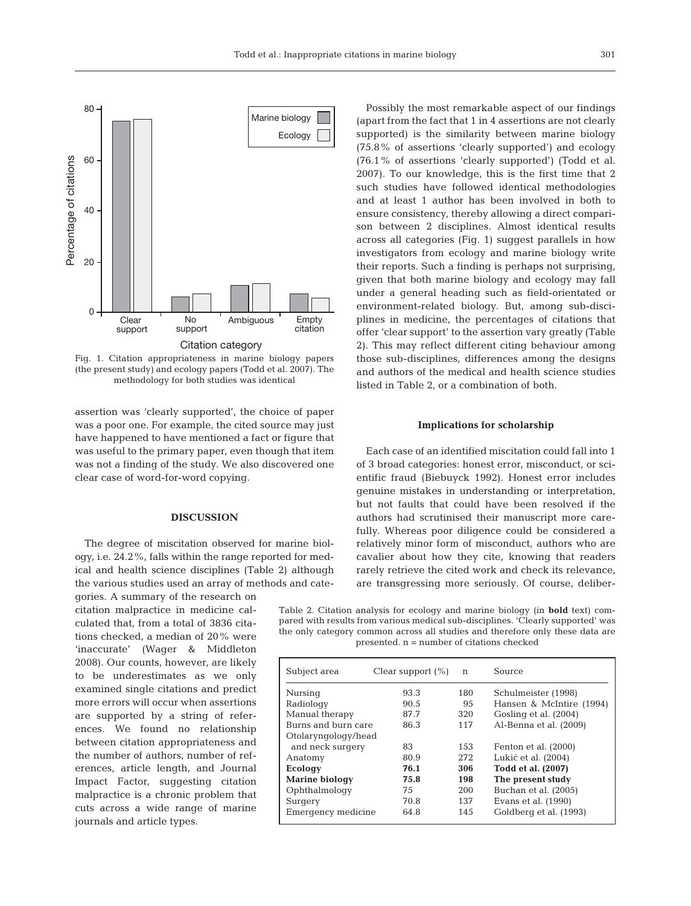Fig. 1. Citation appropriateness in marine biology papers (the present study) and ecology papers (Todd et al. 2007). The methodology for both studies was identical

assertion was 'clearly supported', the choice of paper was a poor one. For example, the cited source may just have happened to have mentioned a fact or figure that was useful to the primary paper, even though that item was not a finding of the study. We also discovered one clear case of word-for-word copying.

## DISCUSSION

The degree of miscitation observed for marine biology, i.e. 24.2%, falls within the range reported for medical and health science disciplines (Table 2) although the various studies used an array of methods and categories. A summary of the research on citation malpractice in medicine calculated that, from a total of 3836 citations checked, a median of 20% were 'inaccurate' (Wager & Middleton 2008). Our counts, however, are likely to be underestimates as we only examined single citations and predict more errors will occur when assertions are supported by a string of references. We found no relationship between citation appropriateness and the number of authors, number of references, article length, and Journal Impact Factor, suggesting citation malpractice is a chronic problem that cuts across a wide range of marine journals and article types.

Possibly the most remarkable aspect of our findings (apart from the fact that 1 in 4 assertions are not clearly supported) is the similarity between marine biology (75.8% of assertions 'clearly supported') and ecology (76.1% of assertions 'clearly supported') (Todd et al. 2007). To our knowledge, this is the first time that 2 such studies have followed identical methodologies and at least 1 author has been involved in both to ensure consistency, thereby allowing a direct comparison between 2 disciplines. Almost identical results across all categories (Fig. 1) suggest parallels in how investigators from ecology and marine biology write their reports. Such a finding is perhaps not surprising, given that both marine biology and ecology may fall under a general heading such as field-orientated or environment-related biology. But, among sub-disciplines in medicine, the percentages of citations that offer 'clear support' to the assertion vary greatly (Table 2). This may reflect different citing behaviour among those sub-disciplines, differences among the designs and authors of the medical and health science studies listed in Table 2, or a combination of both.

### Implications for scholarship

Each case of an identified miscitation could fall into 1 of 3 broad categories: honest error, misconduct, or scientific fraud (Biebuyck 1992). Honest error includes genuine mistakes in understanding or interpretation, but not faults that could have been resolved if the authors had scrutinised their manuscript more carefully. Whereas poor diligence could be considered a relatively minor form of misconduct, authors who are cavalier about how they cite, knowing that readers rarely retrieve the cited work and check its relevance, are transgressing more seriously. Of course, deliber-

Table 2. Citation analysis for ecology and marine biology (in **bold** text) compared with results from various medical sub-disciplines. 'Clearly supported' was the only category common across all studies and therefore only these data are presented. n = number of citations checked

| Subject area | Clear support (%) | n | Source |
|---|---|---|---|
| Nursing | 93.3 | 180 | Schulmeister (1998) |
| Radiology | 90.5 | 95 | Hansen & McIntire (1994) |
| Manual therapy | 87.7 | 320 | Gosling et al. (2004) |
| Burns and burn care | 86.3 | 117 | Al-Benna et al. (2009) |
| Otolaryngology/head and neck surgery | 83 | 153 | Fenton et al. (2000) |
| Anatomy | 80.9 | 272 | Lukić et al. (2004) |
| **Ecology** | **76.1** | **306** | **Todd et al. (2007)** |
| **Marine biology** | **75.8** | **198** | **The present study** |
| Ophthalmology | 75 | 200 | Buchan et al. (2005) |
| Surgery | 70.8 | 137 | Evans et al. (1990) |
| Emergency medicine | 64.8 | 145 | Goldberg et al. (1993) |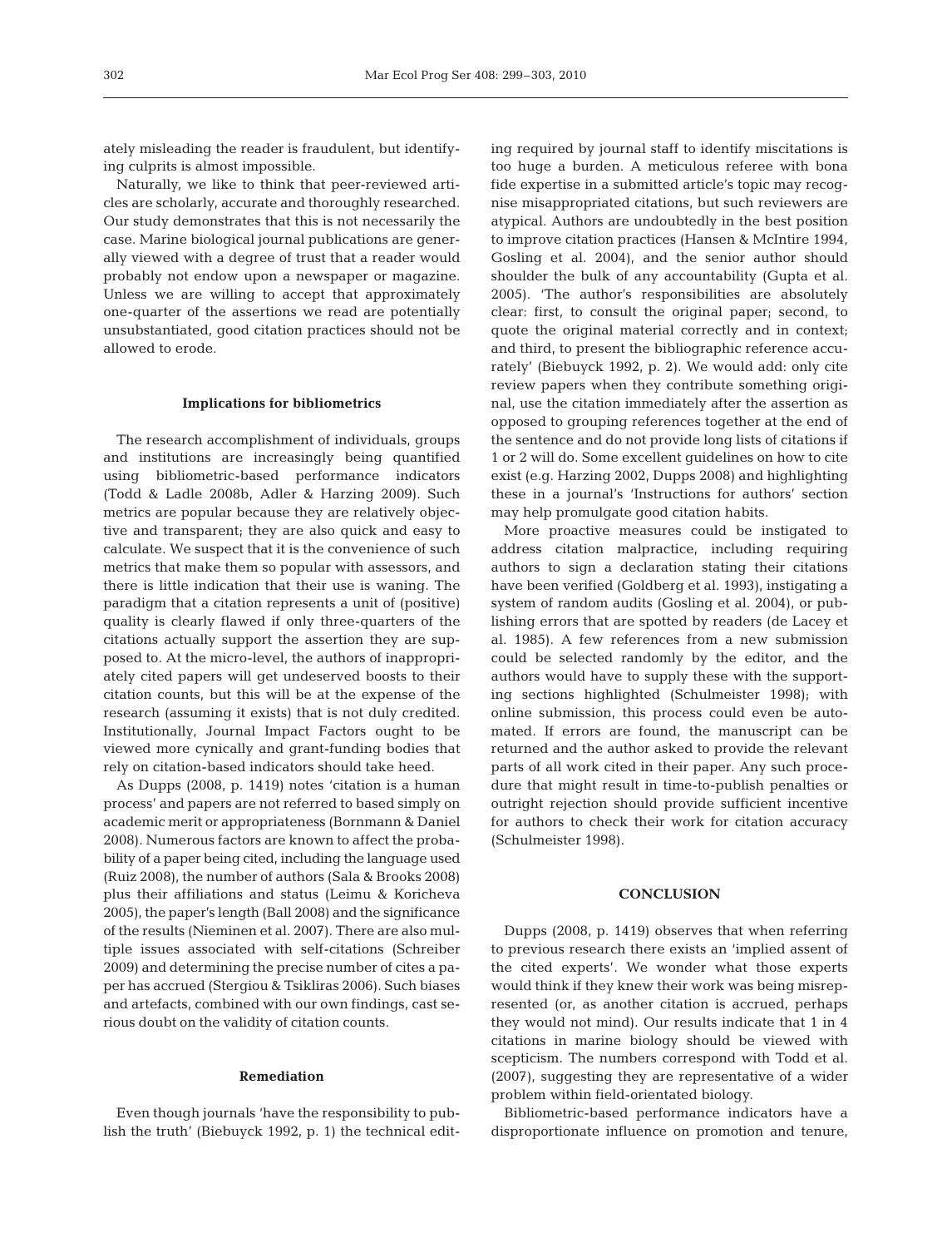ately misleading the reader is fraudulent, but identifying culprits is almost impossible.

Naturally, we like to think that peer-reviewed articles are scholarly, accurate and thoroughly researched. Our study demonstrates that this is not necessarily the case. Marine biological journal publications are generally viewed with a degree of trust that a reader would probably not endow upon a newspaper or magazine. Unless we are willing to accept that approximately one-quarter of the assertions we read are potentially unsubstantiated, good citation practices should not be allowed to erode.

### Implications for bibliometrics

The research accomplishment of individuals, groups and institutions are increasingly being quantified using bibliometric-based performance indicators (Todd & Ladle 2008b, Adler & Harzing 2009). Such metrics are popular because they are relatively objective and transparent; they are also quick and easy to calculate. We suspect that it is the convenience of such metrics that make them so popular with assessors, and there is little indication that their use is waning. The paradigm that a citation represents a unit of (positive) quality is clearly flawed if only three-quarters of the citations actually support the assertion they are supposed to. At the micro-level, the authors of inappropriately cited papers will get undeserved boosts to their citation counts, but this will be at the expense of the research (assuming it exists) that is not duly credited. Institutionally, Journal Impact Factors ought to be viewed more cynically and grant-funding bodies that rely on citation-based indicators should take heed.

As Dupps (2008, p. 1419) notes 'citation is a human process' and papers are not referred to based simply on academic merit or appropriateness (Bornmann & Daniel 2008). Numerous factors are known to affect the probability of a paper being cited, including the language used (Ruiz 2008), the number of authors (Sala & Brooks 2008) plus their affiliations and status (Leimu & Koricheva 2005), the paper's length (Ball 2008) and the significance of the results (Nieminen et al. 2007). There are also multiple issues associated with self-citations (Schreiber 2009) and determining the precise number of cites a paper has accrued (Stergiou & Tsikliras 2006). Such biases and artefacts, combined with our own findings, cast serious doubt on the validity of citation counts.

### Remediation

Even though journals 'have the responsibility to publish the truth' (Biebuyck 1992, p. 1) the technical editing required by journal staff to identify miscitations is too huge a burden. A meticulous referee with bona fide expertise in a submitted article's topic may recognise misappropriated citations, but such reviewers are atypical. Authors are undoubtedly in the best position to improve citation practices (Hansen & McIntire 1994, Gosling et al. 2004), and the senior author should shoulder the bulk of any accountability (Gupta et al. 2005). 'The author's responsibilities are absolutely clear: first, to consult the original paper; second, to quote the original material correctly and in context; and third, to present the bibliographic reference accurately' (Biebuyck 1992, p. 2). We would add: only cite review papers when they contribute something original, use the citation immediately after the assertion as opposed to grouping references together at the end of the sentence and do not provide long lists of citations if 1 or 2 will do. Some excellent guidelines on how to cite exist (e.g. Harzing 2002, Dupps 2008) and highlighting these in a journal's 'Instructions for authors' section may help promulgate good citation habits.

More proactive measures could be instigated to address citation malpractice, including requiring authors to sign a declaration stating their citations have been verified (Goldberg et al. 1993), instigating a system of random audits (Gosling et al. 2004), or publishing errors that are spotted by readers (de Lacey et al. 1985). A few references from a new submission could be selected randomly by the editor, and the authors would have to supply these with the supporting sections highlighted (Schulmeister 1998); with online submission, this process could even be automated. If errors are found, the manuscript can be returned and the author asked to provide the relevant parts of all work cited in their paper. Any such procedure that might result in time-to-publish penalties or outright rejection should provide sufficient incentive for authors to check their work for citation accuracy (Schulmeister 1998).

## CONCLUSION

Dupps (2008, p. 1419) observes that when referring to previous research there exists an 'implied assent of the cited experts'. We wonder what those experts would think if they knew their work was being misrepresented (or, as another citation is accrued, perhaps they would not mind). Our results indicate that 1 in 4 citations in marine biology should be viewed with scepticism. The numbers correspond with Todd et al. (2007), suggesting they are representative of a wider problem within field-orientated biology.

Bibliometric-based performance indicators have a disproportionate influence on promotion and tenure,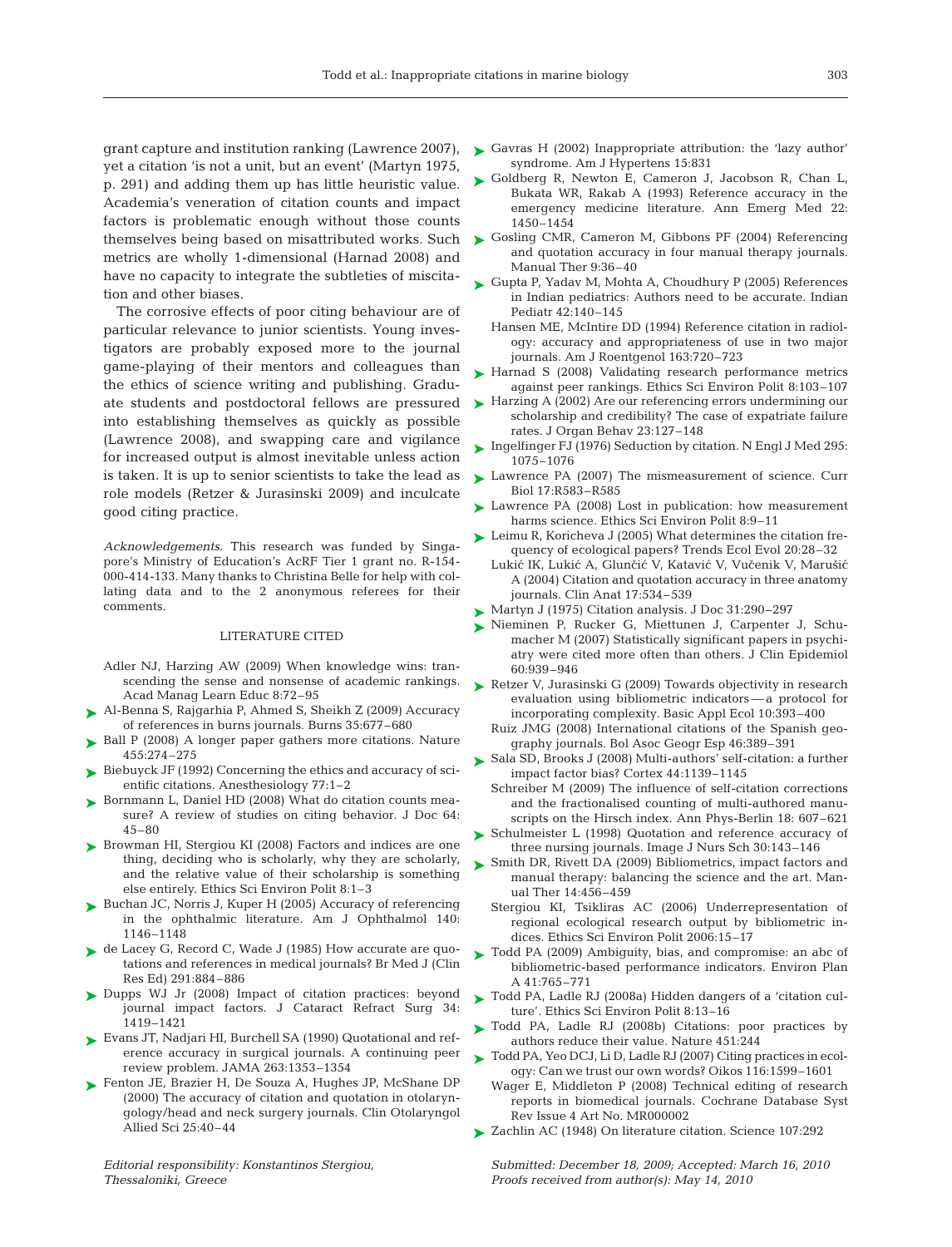grant capture and institution ranking (Lawrence 2007), yet a citation 'is not a unit, but an event' (Martyn 1975, p. 291) and adding them up has little heuristic value. Academia's veneration of citation counts and impact factors is problematic enough without those counts themselves being based on misattributed works. Such metrics are wholly 1-dimensional (Harnad 2008) and have no capacity to integrate the subtleties of miscitation and other biases.

The corrosive effects of poor citing behaviour are of particular relevance to junior scientists. Young investigators are probably exposed more to the journal game-playing of their mentors and colleagues than the ethics of science writing and publishing. Graduate students and postdoctoral fellows are pressured into establishing themselves as quickly as possible (Lawrence 2008), and swapping care and vigilance for increased output is almost inevitable unless action is taken. It is up to senior scientists to take the lead as role models (Retzer & Jurasinski 2009) and inculcate good citing practice.

*Acknowledgements.* This research was funded by Singapore's Ministry of Education's AcRF Tier 1 grant no. R-154-000-414-133. Many thanks to Christina Belle for help with collating data and to the 2 anonymous referees for their comments.

## LITERATURE CITED

- Adler NJ, Harzing AW (2009) When knowledge wins: transcending the sense and nonsense of academic rankings. Acad Manag Learn Educ 8:72–95
- Al-Benna S, Rajgarhia P, Ahmed S, Sheikh Z (2009) Accuracy of references in burns journals. Burns 35:677–680
- Ball P (2008) A longer paper gathers more citations. Nature 455:274–275
- Biebuyck JF (1992) Concerning the ethics and accuracy of scientific citations. Anesthesiology 77:1–2
- Bornmann L, Daniel HD (2008) What do citation counts measure? A review of studies on citing behavior. J Doc 64:45–80
- Browman HI, Stergiou KI (2008) Factors and indices are one thing, deciding who is scholarly, why they are scholarly, and the relative value of their scholarship is something else entirely. Ethics Sci Environ Polit 8:1–3
- Buchan JC, Norris J, Kuper H (2005) Accuracy of referencing in the ophthalmic literature. Am J Ophthalmol 140:1146–1148
- de Lacey G, Record C, Wade J (1985) How accurate are quotations and references in medical journals? Br Med J (Clin Res Ed) 291:884–886
- Dupps WJ Jr (2008) Impact of citation practices: beyond journal impact factors. J Cataract Refract Surg 34:1419–1421
- Evans JT, Nadjari HI, Burchell SA (1990) Quotational and reference accuracy in surgical journals. A continuing peer review problem. JAMA 263:1353–1354
- Fenton JE, Brazier H, De Souza A, Hughes JP, McShane DP (2000) The accuracy of citation and quotation in otolaryngology/head and neck surgery journals. Clin Otolaryngol Allied Sci 25:40–44
- Gavras H (2002) Inappropriate attribution: the 'lazy author' syndrome. Am J Hypertens 15:831
- Goldberg R, Newton E, Cameron J, Jacobson R, Chan L, Bukata WR, Rakab A (1993) Reference accuracy in the emergency medicine literature. Ann Emerg Med 22:1450–1454
- Gosling CMR, Cameron M, Gibbons PF (2004) Referencing and quotation accuracy in four manual therapy journals. Manual Ther 9:36–40
- Gupta P, Yadav M, Mohta A, Choudhury P (2005) References in Indian pediatrics: Authors need to be accurate. Indian Pediatr 42:140–145
- Hansen ME, McIntire DD (1994) Reference citation in radiology: accuracy and appropriateness of use in two major journals. Am J Roentgenol 163:720–723
- Harnad S (2008) Validating research performance metrics against peer rankings. Ethics Sci Environ Polit 8:103–107
- Harzing A (2002) Are our referencing errors undermining our scholarship and credibility? The case of expatriate failure rates. J Organ Behav 23:127–148
- Ingelfinger FJ (1976) Seduction by citation. N Engl J Med 295:1075–1076
- Lawrence PA (2007) The mismeasurement of science. Curr Biol 17:R583–R585
- Lawrence PA (2008) Lost in publication: how measurement harms science. Ethics Sci Environ Polit 8:9–11
- Leimu R, Koricheva J (2005) What determines the citation frequency of ecological papers? Trends Ecol Evol 20:28–32
- Lukić IK, Lukić A, Glunčić V, Katavić V, Vučenik V, Marušić A (2004) Citation and quotation accuracy in three anatomy journals. Clin Anat 17:534–539
- Martyn J (1975) Citation analysis. J Doc 31:290–297
- Nieminen P, Rucker G, Miettunen J, Carpenter J, Schumacher M (2007) Statistically significant papers in psychiatry were cited more often than others. J Clin Epidemiol 60:939–946
- Retzer V, Jurasinski G (2009) Towards objectivity in research evaluation using bibliometric indicators — a protocol for incorporating complexity. Basic Appl Ecol 10:393–400
- Ruiz JMG (2008) International citations of the Spanish geography journals. Bol Asoc Geogr Esp 46:389–391
- Sala SD, Brooks J (2008) Multi-authors' self-citation: a further impact factor bias? Cortex 44:1139–1145
- Schreiber M (2009) The influence of self-citation corrections and the fractionalised counting of multi-authored manuscripts on the Hirsch index. Ann Phys-Berlin 18:607–621
- Schulmeister L (1998) Quotation and reference accuracy of three nursing journals. Image J Nurs Sch 30:143–146
- Smith DR, Rivett DA (2009) Bibliometrics, impact factors and manual therapy: balancing the science and the art. Manual Ther 14:456–459
- Stergiou KI, Tsikliras AC (2006) Underrepresentation of regional ecological research output by bibliometric indices. Ethics Sci Environ Polit 2006:15–17
- Todd PA (2009) Ambiguity, bias, and compromise: an abc of bibliometric-based performance indicators. Environ Plan A 41:765–771
- Todd PA, Ladle RJ (2008a) Hidden dangers of a 'citation culture'. Ethics Sci Environ Polit 8:13–16
- Todd PA, Ladle RJ (2008b) Citations: poor practices by authors reduce their value. Nature 451:244
- Todd PA, Yeo DCJ, Li D, Ladle RJ (2007) Citing practices in ecology: Can we trust our own words? Oikos 116:1599–1601
- Wager E, Middleton P (2008) Technical editing of research reports in biomedical journals. Cochrane Database Syst Rev Issue 4 Art No. MR000002
- Zachlin AC (1948) On literature citation. Science 107:292

*Editorial responsibility: Konstantinos Stergiou, Thessaloniki, Greece*

*Submitted: December 18, 2009; Accepted: March 16, 2010*
*Proofs received from author(s): May 14, 2010*